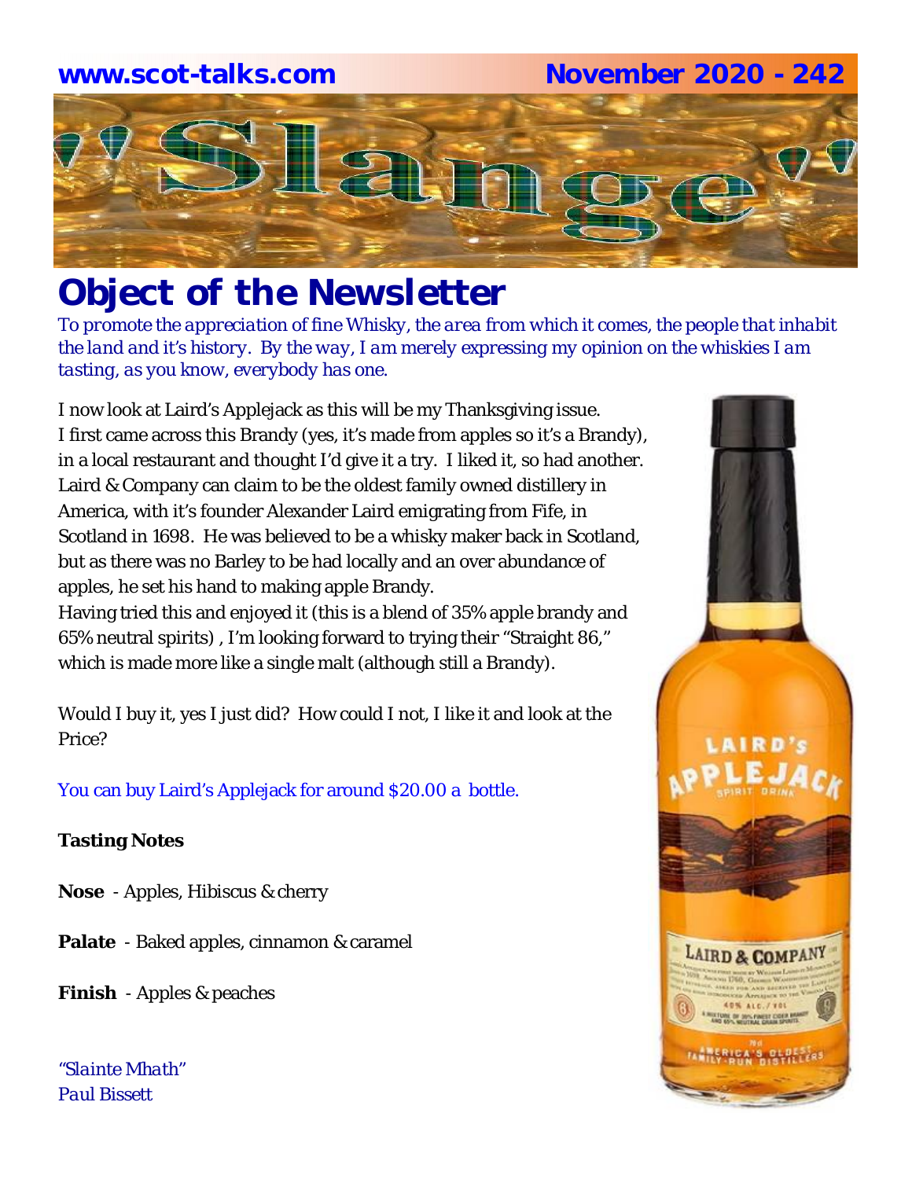www.scot-talks.com November 2020 - 242

# "Slange"

# Object of the Newsletter

*To promote the appreciation of fine Whisky, the area from which it comes, the people that inhabit the land and it's history. By the way, I am merely expressing my opinion on the whiskies I am tasting, as you know, everybody has one.*

I now look at Laird's Applejack as this will be my Thanksgiving issue. I first came across this Brandy (yes, it's made from apples so it's a Brandy), in a local restaurant and thought I'd give it a try. I liked it, so had another. Laird & Company can claim to be the oldest family owned distillery in America, with it's founder Alexander Laird emigrating from Fife, in Scotland in 1698. He was believed to be a whisky maker back in Scotland, but as there was no Barley to be had locally and an over abundance of apples, he set his hand to making apple Brandy.
Having tried this and enjoyed it (this is a blend of 35% apple brandy and 65% neutral spirits) , I'm looking forward to trying their "Straight 86," which is made more like a single malt (although still a Brandy).

Would I buy it, yes I just did? How could I not, I like it and look at the Price?

You can buy Laird's Applejack for around $20.00 a bottle.

**Tasting Notes**

**Nose** - Apples, Hibiscus & cherry

**Palate** - Baked apples, cinnamon & caramel

**Finish** - Apples & peaches

*"Slainte Mhath"*
*Paul Bissett*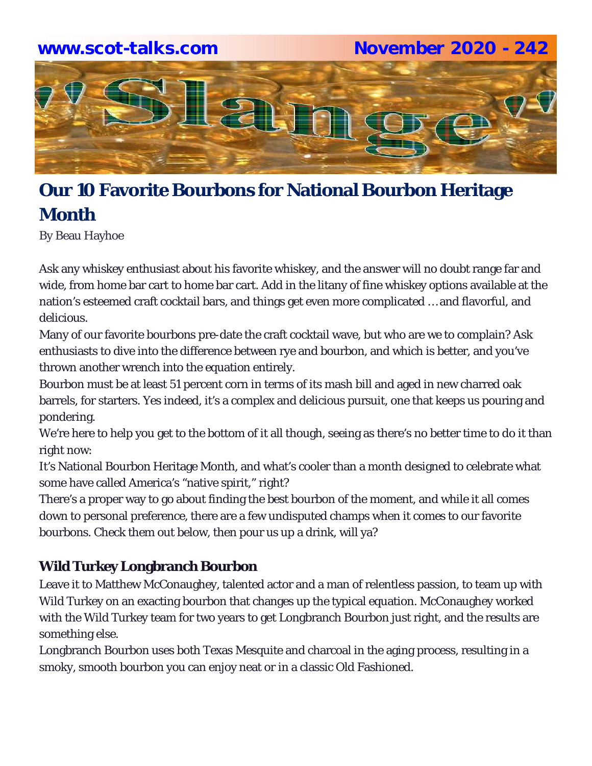# Our 10 Favorite Bourbons for National Bourbon Heritage Month

By Beau Hayhoe

Ask any whiskey enthusiast about his favorite whiskey, and the answer will no doubt range far and wide, from home bar cart to home bar cart. Add in the litany of fine whiskey options available at the nation's esteemed craft cocktail bars, and things get even more complicated … and flavorful, and delicious.

Many of our favorite bourbons pre-date the craft cocktail wave, but who are we to complain? Ask enthusiasts to dive into the difference between rye and bourbon, and which is better, and you've thrown another wrench into the equation entirely.

Bourbon must be at least 51 percent corn in terms of its mash bill and aged in new charred oak barrels, for starters. Yes indeed, it's a complex and delicious pursuit, one that keeps us pouring and pondering.

We're here to help you get to the bottom of it all though, seeing as there's no better time to do it than right now:

It's National Bourbon Heritage Month, and what's cooler than a month designed to celebrate what some have called America's "native spirit," right?

There's a proper way to go about finding the best bourbon of the moment, and while it all comes down to personal preference, there are a few undisputed champs when it comes to our favorite bourbons. Check them out below, then pour us up a drink, will ya?

### Wild Turkey Longbranch Bourbon

Leave it to Matthew McConaughey, talented actor and a man of relentless passion, to team up with Wild Turkey on an exacting bourbon that changes up the typical equation. McConaughey worked with the Wild Turkey team for two years to get Longbranch Bourbon just right, and the results are something else.

Longbranch Bourbon uses both Texas Mesquite and charcoal in the aging process, resulting in a smoky, smooth bourbon you can enjoy neat or in a classic Old Fashioned.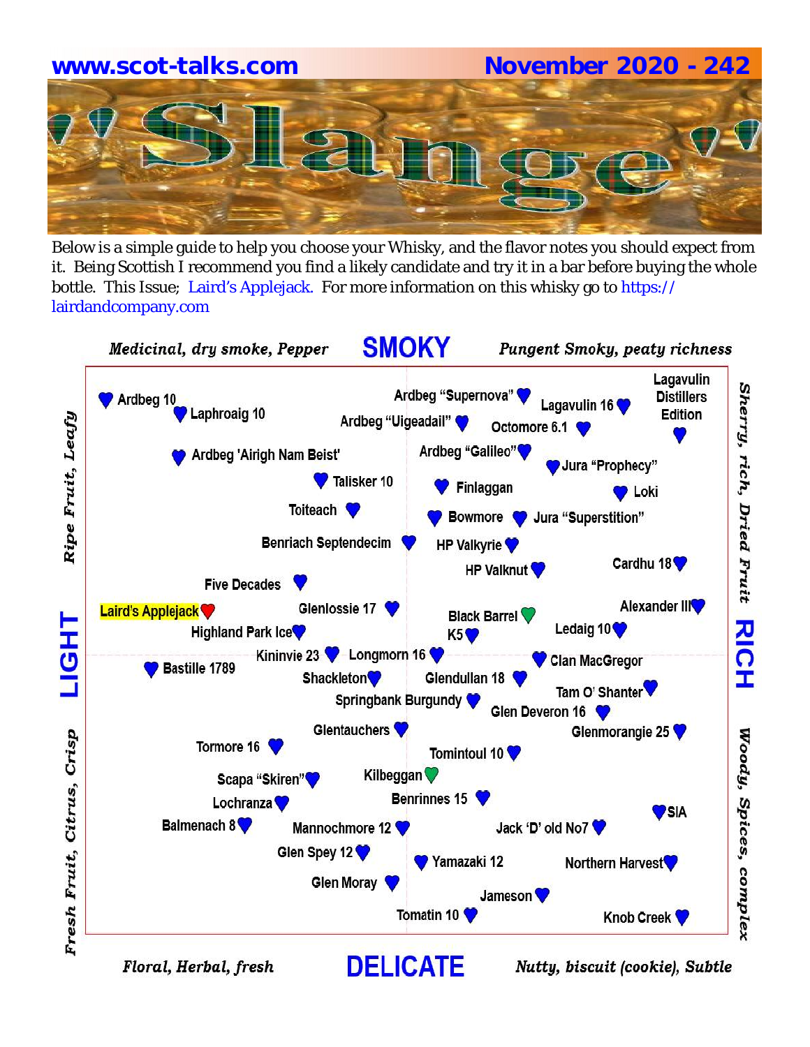www.scot-talks.com November 2020 - 242

# "Slange"

Below is a simple guide to help you choose your Whisky, and the flavor notes you should expect from it. Being Scottish I recommend you find a likely candidate and try it in a bar before buying the whole bottle. This Issue; Laird's Applejack. For more information on this whisky go to https://lairdandcompany.com

*Medicinal, dry smoke, Pepper* **SMOKY** *Pungent Smoky, peaty richness*

Ardbeg 10, Laphroaig 10, Ardbeg "Supernova", Ardbeg "Uigeadail", Lagavulin 16, Octomore 6.1, Lagavulin Distillers Edition, Ardbeg 'Airigh Nam Beist', Ardbeg "Galileo", Jura "Prophecy", Talisker 10, Finlaggan, Loki, Toiteach, Bowmore, Jura "Superstition", Benriach Septendecim, HP Valkyrie, HP Valknut, Cardhu 18, Five Decades, Laird's Applejack, Glenlossie 17, Black Barrel, Alexander III, Highland Park Ice, K5, Ledaig 10, Kininvie 23, Longmorn 16, Clan MacGregor, Bastille 1789, Shackleton, Glendullan 18, Tam O' Shanter, Springbank Burgundy, Glen Deveron 16, Glentauchers, Glenmorangie 25, Tormore 16, Tomintoul 10, Scapa "Skiren", Kilbeggan, Lochranza, Benrinnes 15, SIA, Balmenach 8, Mannochmore 12, Jack 'D' old No7, Glen Spey 12, Yamazaki 12, Northern Harvest, Glen Moray, Jameson, Tomatin 10, Knob Creek

**LIGHT** — *Ripe Fruit, Leafy* / *Fresh Fruit, Citrus, Crisp*

**RICH** — *Sherry, rich, Dried Fruit* / *Woody, Spices, complex*

*Floral, Herbal, fresh* **DELICATE** *Nutty, biscuit (cookie), Subtle*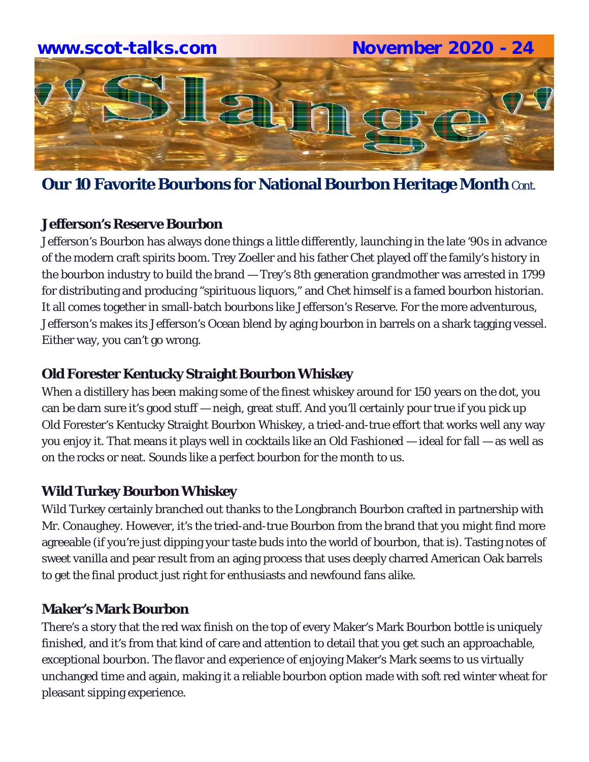## Our 10 Favorite Bourbons for National Bourbon Heritage Month Cont.

### Jefferson's Reserve Bourbon

Jefferson's Bourbon has always done things a little differently, launching in the late '90s in advance of the modern craft spirits boom. Trey Zoeller and his father Chet played off the family's history in the bourbon industry to build the brand — Trey's 8th generation grandmother was arrested in 1799 for distributing and producing "spirituous liquors," and Chet himself is a famed bourbon historian. It all comes together in small-batch bourbons like Jefferson's Reserve. For the more adventurous, Jefferson's makes its Jefferson's Ocean blend by aging bourbon in barrels on a shark tagging vessel. Either way, you can't go wrong.

### Old Forester Kentucky Straight Bourbon Whiskey

When a distillery has been making some of the finest whiskey around for 150 years on the dot, you can be darn sure it's good stuff — neigh, great stuff. And you'll certainly pour true if you pick up Old Forester's Kentucky Straight Bourbon Whiskey, a tried-and-true effort that works well any way you enjoy it. That means it plays well in cocktails like an Old Fashioned — ideal for fall — as well as on the rocks or neat. Sounds like a perfect bourbon for the month to us.

### Wild Turkey Bourbon Whiskey

Wild Turkey certainly branched out thanks to the Longbranch Bourbon crafted in partnership with Mr. Conaughey. However, it's the tried-and-true Bourbon from the brand that you might find more agreeable (if you're just dipping your taste buds into the world of bourbon, that is). Tasting notes of sweet vanilla and pear result from an aging process that uses deeply charred American Oak barrels to get the final product just right for enthusiasts and newfound fans alike.

### Maker's Mark Bourbon

There's a story that the red wax finish on the top of every Maker's Mark Bourbon bottle is uniquely finished, and it's from that kind of care and attention to detail that you get such an approachable, exceptional bourbon. The flavor and experience of enjoying Maker's Mark seems to us virtually unchanged time and again, making it a reliable bourbon option made with soft red winter wheat for pleasant sipping experience.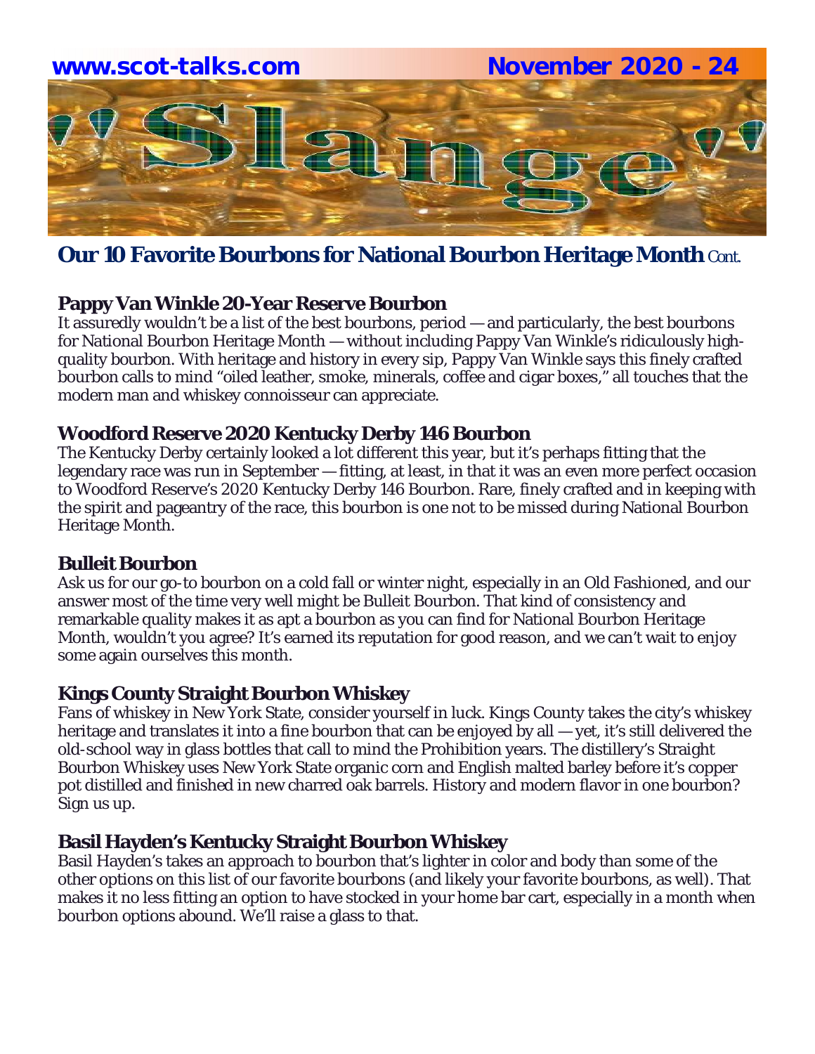## Our 10 Favorite Bourbons for National Bourbon Heritage Month Cont.

### Pappy Van Winkle 20-Year Reserve Bourbon

It assuredly wouldn't be a list of the best bourbons, period — and particularly, the best bourbons for National Bourbon Heritage Month — without including Pappy Van Winkle's ridiculously high-quality bourbon. With heritage and history in every sip, Pappy Van Winkle says this finely crafted bourbon calls to mind "oiled leather, smoke, minerals, coffee and cigar boxes," all touches that the modern man and whiskey connoisseur can appreciate.

### Woodford Reserve 2020 Kentucky Derby 146 Bourbon

The Kentucky Derby certainly looked a lot different this year, but it's perhaps fitting that the legendary race was run in September — fitting, at least, in that it was an even more perfect occasion to Woodford Reserve's 2020 Kentucky Derby 146 Bourbon. Rare, finely crafted and in keeping with the spirit and pageantry of the race, this bourbon is one not to be missed during National Bourbon Heritage Month.

### Bulleit Bourbon

Ask us for our go-to bourbon on a cold fall or winter night, especially in an Old Fashioned, and our answer most of the time very well might be Bulleit Bourbon. That kind of consistency and remarkable quality makes it as apt a bourbon as you can find for National Bourbon Heritage Month, wouldn't you agree? It's earned its reputation for good reason, and we can't wait to enjoy some again ourselves this month.

### Kings County Straight Bourbon Whiskey

Fans of whiskey in New York State, consider yourself in luck. Kings County takes the city's whiskey heritage and translates it into a fine bourbon that can be enjoyed by all — yet, it's still delivered the old-school way in glass bottles that call to mind the Prohibition years. The distillery's Straight Bourbon Whiskey uses New York State organic corn and English malted barley before it's copper pot distilled and finished in new charred oak barrels. History and modern flavor in one bourbon? Sign us up.

### Basil Hayden's Kentucky Straight Bourbon Whiskey

Basil Hayden's takes an approach to bourbon that's lighter in color and body than some of the other options on this list of our favorite bourbons (and likely your favorite bourbons, as well). That makes it no less fitting an option to have stocked in your home bar cart, especially in a month when bourbon options abound. We'll raise a glass to that.